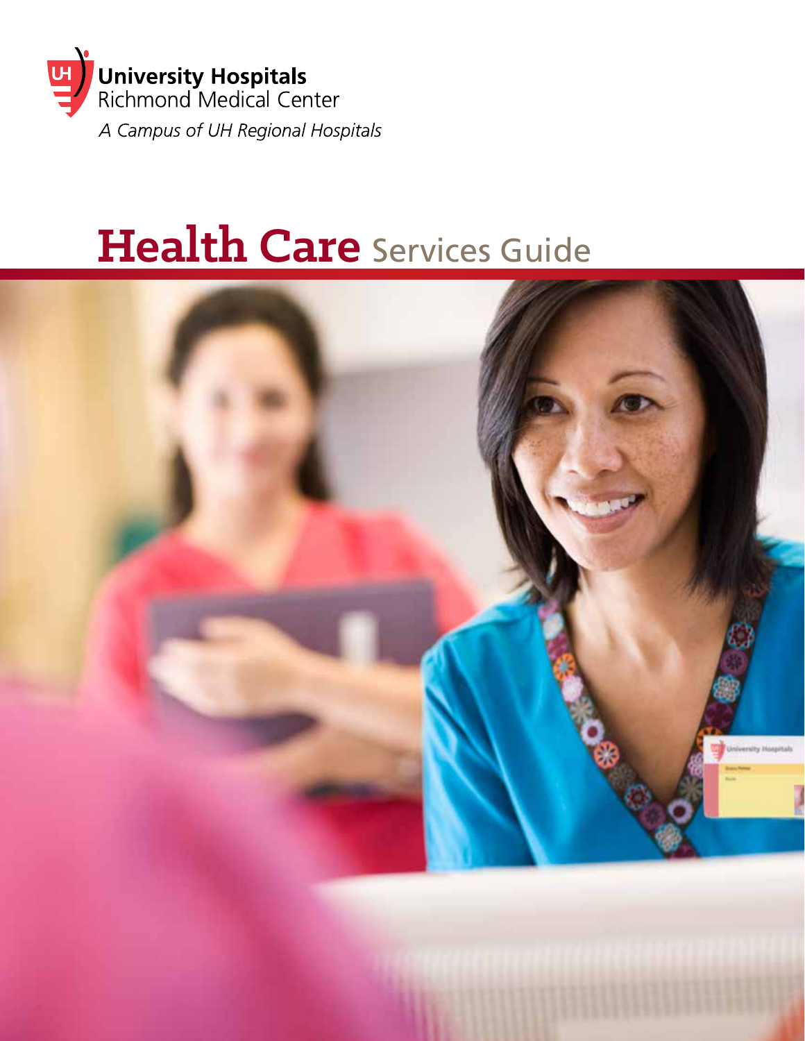University Hospitals
Richmond Medical Center

*A Campus of UH Regional Hospitals*

# Health Care Services Guide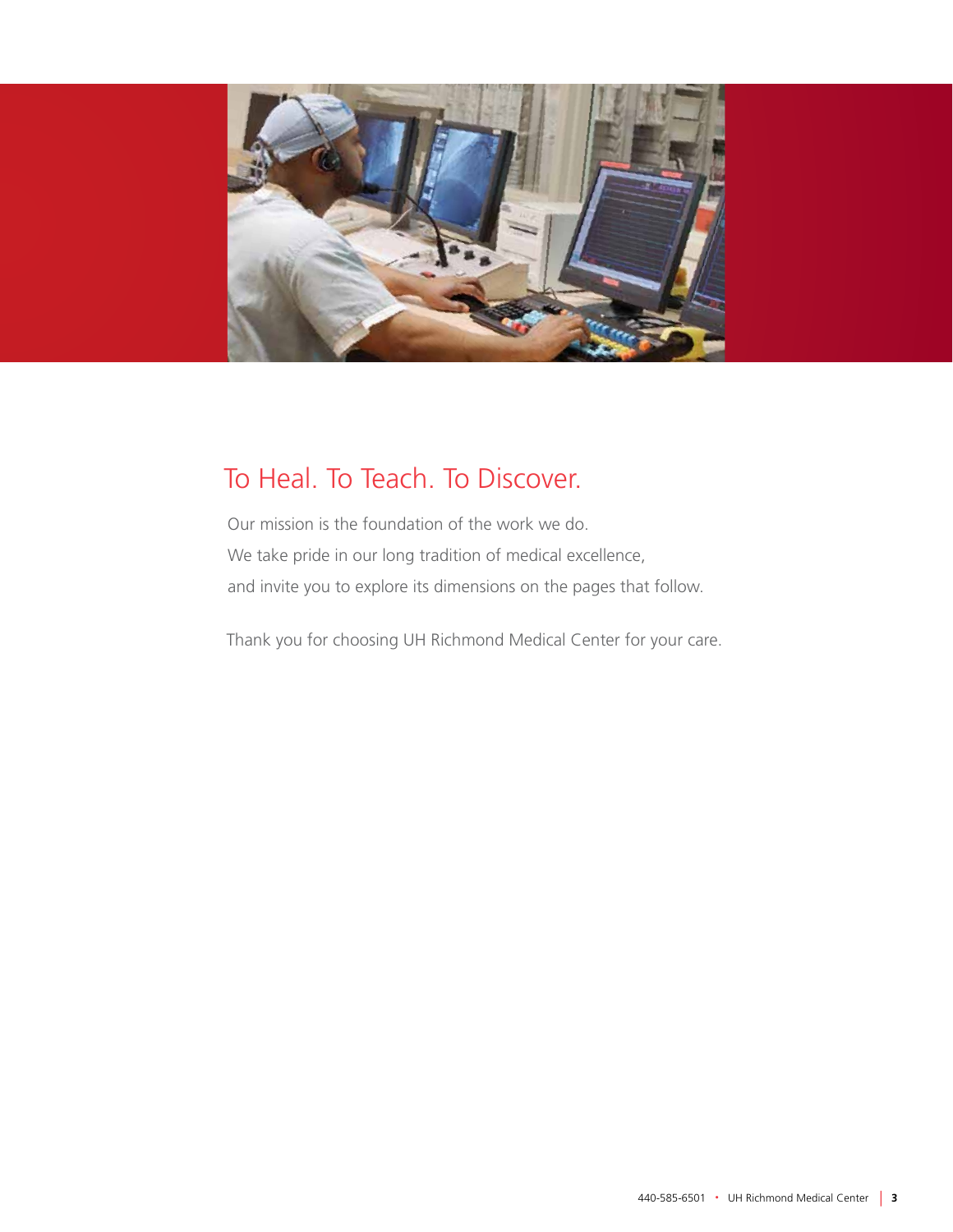## To Heal. To Teach. To Discover.

Our mission is the foundation of the work we do.
We take pride in our long tradition of medical excellence,
and invite you to explore its dimensions on the pages that follow.

Thank you for choosing UH Richmond Medical Center for your care.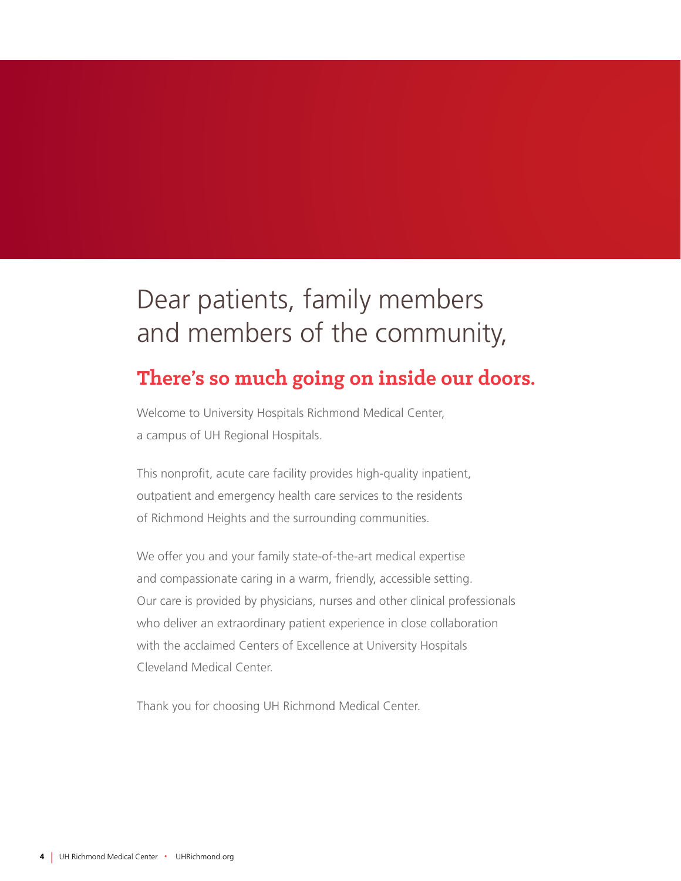# Dear patients, family members and members of the community,

## There's so much going on inside our doors.

Welcome to University Hospitals Richmond Medical Center, a campus of UH Regional Hospitals.

This nonprofit, acute care facility provides high-quality inpatient, outpatient and emergency health care services to the residents of Richmond Heights and the surrounding communities.

We offer you and your family state-of-the-art medical expertise and compassionate caring in a warm, friendly, accessible setting. Our care is provided by physicians, nurses and other clinical professionals who deliver an extraordinary patient experience in close collaboration with the acclaimed Centers of Excellence at University Hospitals Cleveland Medical Center.

Thank you for choosing UH Richmond Medical Center.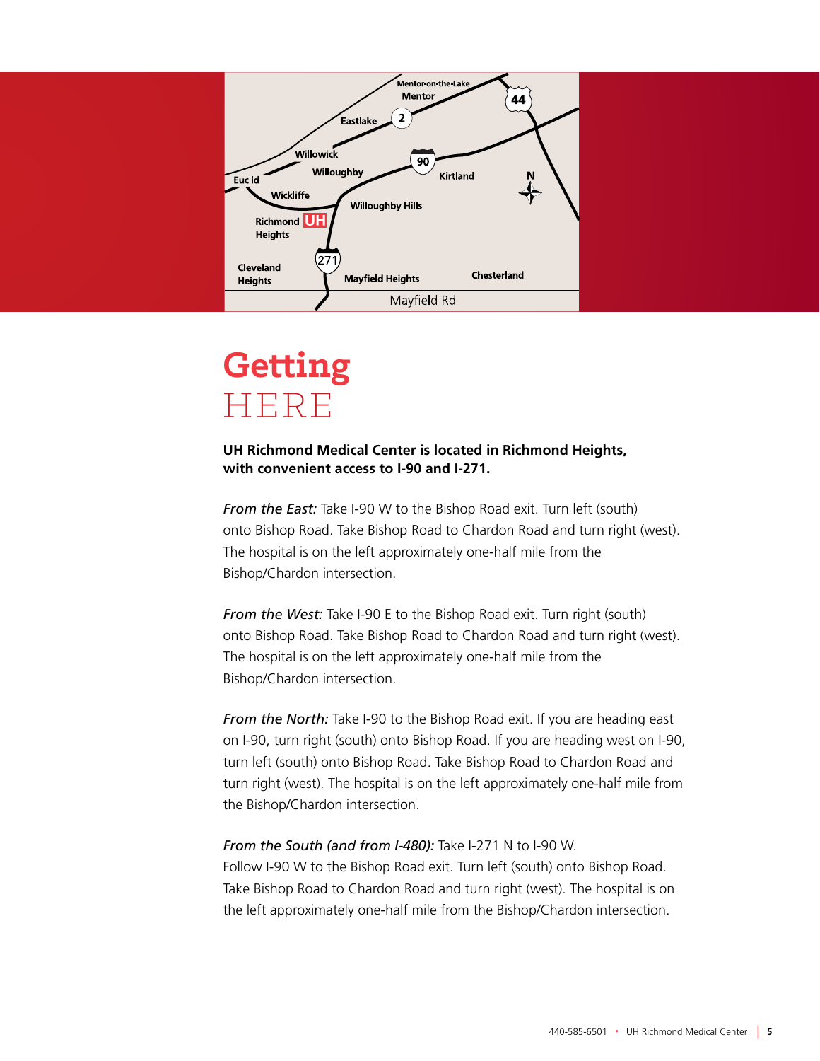Mentor-on-the-Lake
Mentor
44
Eastlake
2
Willowick
90
Willoughby
Kirtland
N
Euclid
Wickliffe
Willoughby Hills
Richmond Heights
UH
271
Cleveland Heights
Mayfield Heights
Chesterland
Mayfield Rd

# Getting HERE

**UH Richmond Medical Center is located in Richmond Heights, with convenient access to I-90 and I-271.**

*From the East:* Take I-90 W to the Bishop Road exit. Turn left (south) onto Bishop Road. Take Bishop Road to Chardon Road and turn right (west). The hospital is on the left approximately one-half mile from the Bishop/Chardon intersection.

*From the West:* Take I-90 E to the Bishop Road exit. Turn right (south) onto Bishop Road. Take Bishop Road to Chardon Road and turn right (west). The hospital is on the left approximately one-half mile from the Bishop/Chardon intersection.

*From the North:* Take I-90 to the Bishop Road exit. If you are heading east on I-90, turn right (south) onto Bishop Road. If you are heading west on I-90, turn left (south) onto Bishop Road. Take Bishop Road to Chardon Road and turn right (west). The hospital is on the left approximately one-half mile from the Bishop/Chardon intersection.

*From the South (and from I-480):* Take I-271 N to I-90 W. Follow I-90 W to the Bishop Road exit. Turn left (south) onto Bishop Road. Take Bishop Road to Chardon Road and turn right (west). The hospital is on the left approximately one-half mile from the Bishop/Chardon intersection.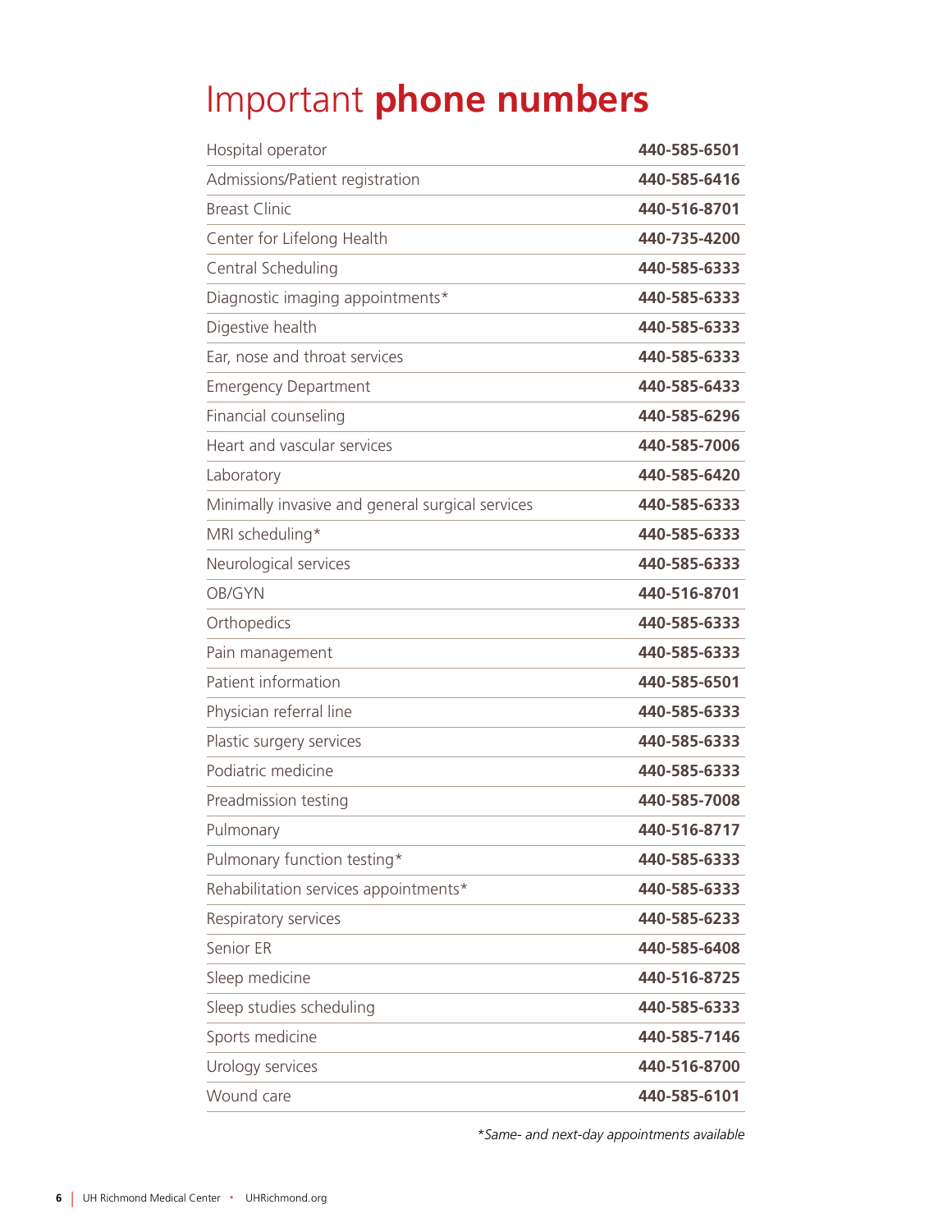# Important **phone numbers**

| | |
|---|---|
| Hospital operator | **440-585-6501** |
| Admissions/Patient registration | **440-585-6416** |
| Breast Clinic | **440-516-8701** |
| Center for Lifelong Health | **440-735-4200** |
| Central Scheduling | **440-585-6333** |
| Diagnostic imaging appointments* | **440-585-6333** |
| Digestive health | **440-585-6333** |
| Ear, nose and throat services | **440-585-6333** |
| Emergency Department | **440-585-6433** |
| Financial counseling | **440-585-6296** |
| Heart and vascular services | **440-585-7006** |
| Laboratory | **440-585-6420** |
| Minimally invasive and general surgical services | **440-585-6333** |
| MRI scheduling* | **440-585-6333** |
| Neurological services | **440-585-6333** |
| OB/GYN | **440-516-8701** |
| Orthopedics | **440-585-6333** |
| Pain management | **440-585-6333** |
| Patient information | **440-585-6501** |
| Physician referral line | **440-585-6333** |
| Plastic surgery services | **440-585-6333** |
| Podiatric medicine | **440-585-6333** |
| Preadmission testing | **440-585-7008** |
| Pulmonary | **440-516-8717** |
| Pulmonary function testing* | **440-585-6333** |
| Rehabilitation services appointments* | **440-585-6333** |
| Respiratory services | **440-585-6233** |
| Senior ER | **440-585-6408** |
| Sleep medicine | **440-516-8725** |
| Sleep studies scheduling | **440-585-6333** |
| Sports medicine | **440-585-7146** |
| Urology services | **440-516-8700** |
| Wound care | **440-585-6101** |

*\*Same- and next-day appointments available*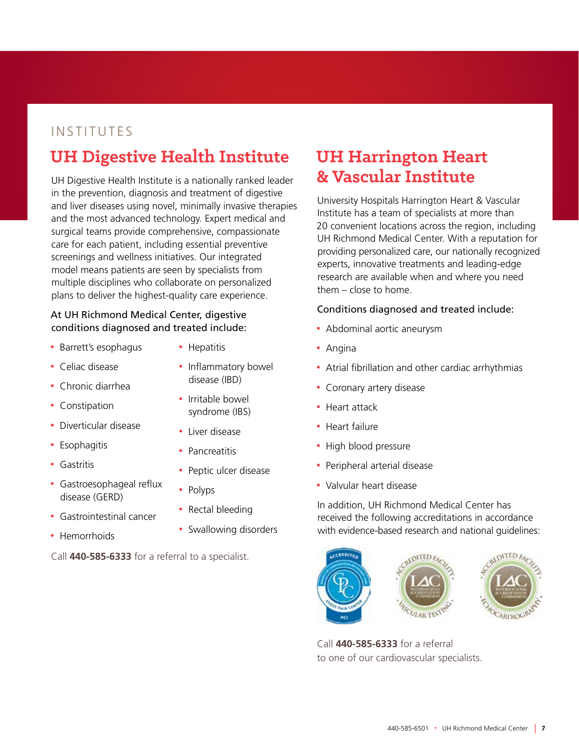INSTITUTES

## UH Digestive Health Institute

UH Digestive Health Institute is a nationally ranked leader in the prevention, diagnosis and treatment of digestive and liver diseases using novel, minimally invasive therapies and the most advanced technology. Expert medical and surgical teams provide comprehensive, compassionate care for each patient, including essential preventive screenings and wellness initiatives. Our integrated model means patients are seen by specialists from multiple disciplines who collaborate on personalized plans to deliver the highest-quality care experience.

At UH Richmond Medical Center, digestive conditions diagnosed and treated include:

- Barrett's esophagus
- Celiac disease
- Chronic diarrhea
- Constipation
- Diverticular disease
- Esophagitis
- Gastritis
- Gastroesophageal reflux disease (GERD)
- Gastrointestinal cancer
- Hemorrhoids
- Hepatitis
- Inflammatory bowel disease (IBD)
- Irritable bowel syndrome (IBS)
- Liver disease
- Pancreatitis
- Peptic ulcer disease
- Polyps
- Rectal bleeding
- Swallowing disorders

Call **440-585-6333** for a referral to a specialist.

## UH Harrington Heart & Vascular Institute

University Hospitals Harrington Heart & Vascular Institute has a team of specialists at more than 20 convenient locations across the region, including UH Richmond Medical Center. With a reputation for providing personalized care, our nationally recognized experts, innovative treatments and leading-edge research are available when and where you need them – close to home.

Conditions diagnosed and treated include:

- Abdominal aortic aneurysm
- Angina
- Atrial fibrillation and other cardiac arrhythmias
- Coronary artery disease
- Heart attack
- Heart failure
- High blood pressure
- Peripheral arterial disease
- Valvular heart disease

In addition, UH Richmond Medical Center has received the following accreditations in accordance with evidence-based research and national guidelines:

Call **440-585-6333** for a referral to one of our cardiovascular specialists.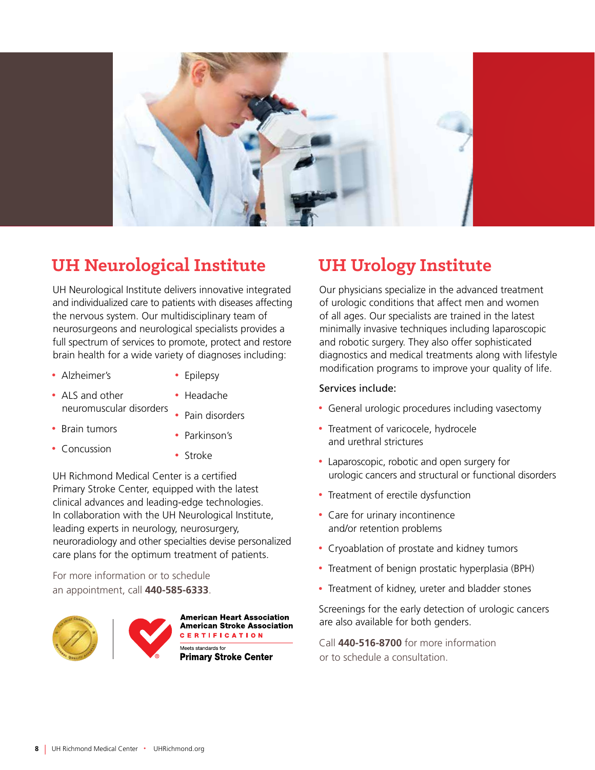## UH Neurological Institute

UH Neurological Institute delivers innovative integrated and individualized care to patients with diseases affecting the nervous system. Our multidisciplinary team of neurosurgeons and neurological specialists provides a full spectrum of services to promote, protect and restore brain health for a wide variety of diagnoses including:

- Alzheimer's
- ALS and other neuromuscular disorders
- Brain tumors
- Concussion
- Epilepsy
- Headache
- Pain disorders
- Parkinson's
- Stroke

UH Richmond Medical Center is a certified Primary Stroke Center, equipped with the latest clinical advances and leading-edge technologies. In collaboration with the UH Neurological Institute, leading experts in neurology, neurosurgery, neuroradiology and other specialties devise personalized care plans for the optimum treatment of patients.

For more information or to schedule an appointment, call **440-585-6333**.

**American Heart Association**
**American Stroke Association**
CERTIFICATION
Meets standards for
**Primary Stroke Center**

## UH Urology Institute

Our physicians specialize in the advanced treatment of urologic conditions that affect men and women of all ages. Our specialists are trained in the latest minimally invasive techniques including laparoscopic and robotic surgery. They also offer sophisticated diagnostics and medical treatments along with lifestyle modification programs to improve your quality of life.

Services include:

- General urologic procedures including vasectomy
- Treatment of varicocele, hydrocele and urethral strictures
- Laparoscopic, robotic and open surgery for urologic cancers and structural or functional disorders
- Treatment of erectile dysfunction
- Care for urinary incontinence and/or retention problems
- Cryoablation of prostate and kidney tumors
- Treatment of benign prostatic hyperplasia (BPH)
- Treatment of kidney, ureter and bladder stones

Screenings for the early detection of urologic cancers are also available for both genders.

Call **440-516-8700** for more information or to schedule a consultation.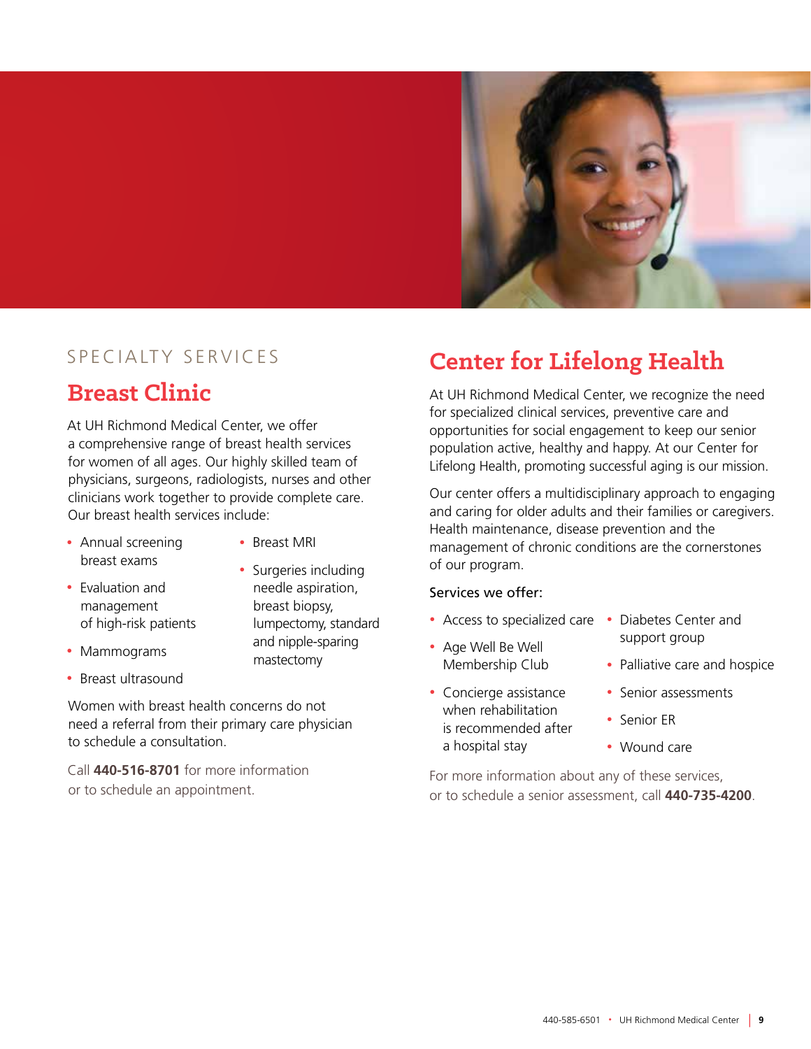SPECIALTY SERVICES

## Breast Clinic

At UH Richmond Medical Center, we offer a comprehensive range of breast health services for women of all ages. Our highly skilled team of physicians, surgeons, radiologists, nurses and other clinicians work together to provide complete care. Our breast health services include:

- Annual screening breast exams
- Evaluation and management of high-risk patients
- Mammograms
- Breast ultrasound
- Breast MRI
- Surgeries including needle aspiration, breast biopsy, lumpectomy, standard and nipple-sparing mastectomy

Women with breast health concerns do not need a referral from their primary care physician to schedule a consultation.

Call **440-516-8701** for more information or to schedule an appointment.

## Center for Lifelong Health

At UH Richmond Medical Center, we recognize the need for specialized clinical services, preventive care and opportunities for social engagement to keep our senior population active, healthy and happy. At our Center for Lifelong Health, promoting successful aging is our mission.

Our center offers a multidisciplinary approach to engaging and caring for older adults and their families or caregivers. Health maintenance, disease prevention and the management of chronic conditions are the cornerstones of our program.

Services we offer:

- Access to specialized care
- Age Well Be Well Membership Club
- Concierge assistance when rehabilitation is recommended after a hospital stay
- Diabetes Center and support group
- Palliative care and hospice
- Senior assessments
- Senior ER
- Wound care

For more information about any of these services, or to schedule a senior assessment, call **440-735-4200**.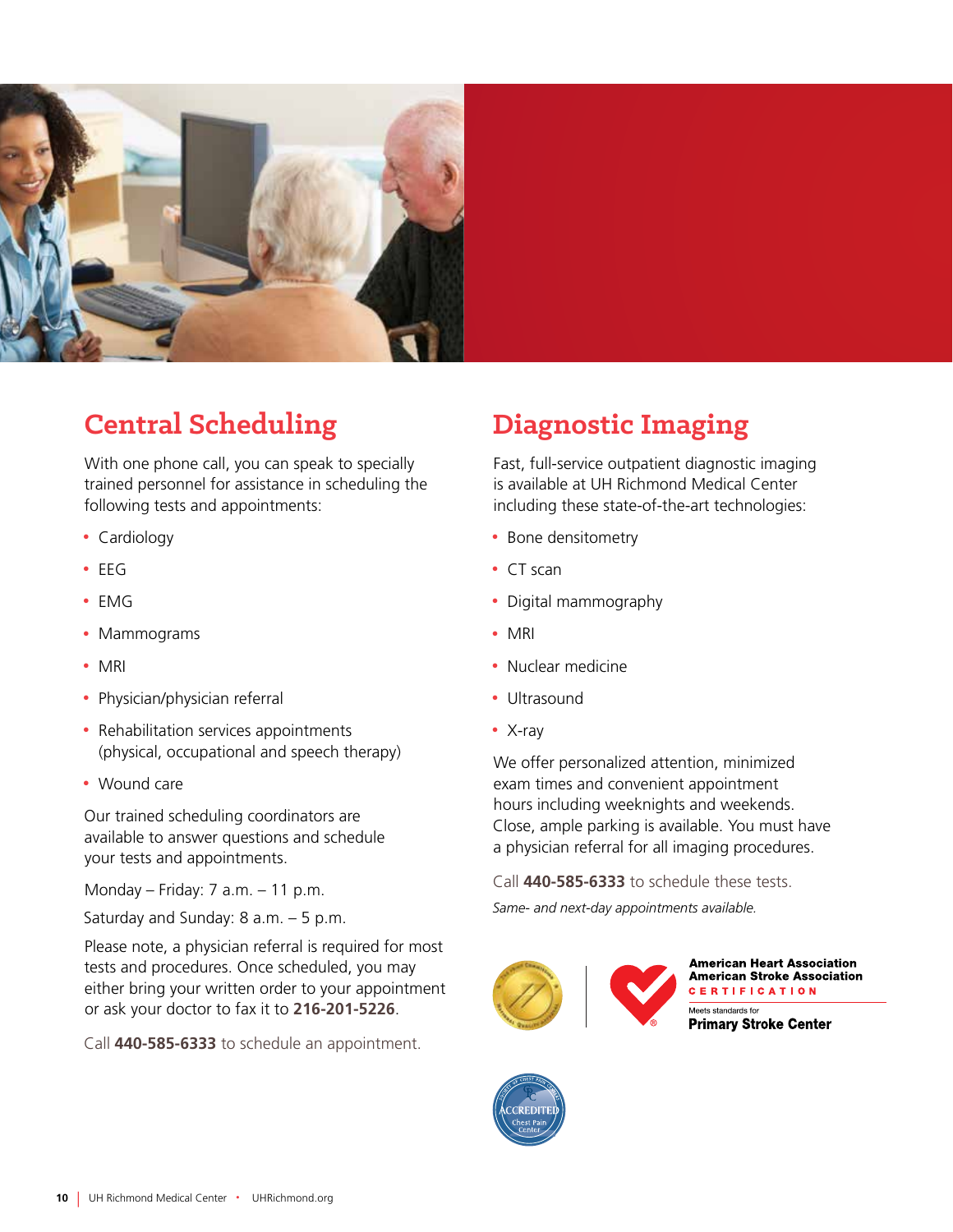## Central Scheduling

With one phone call, you can speak to specially trained personnel for assistance in scheduling the following tests and appointments:

- Cardiology
- EEG
- EMG
- Mammograms
- MRI
- Physician/physician referral
- Rehabilitation services appointments (physical, occupational and speech therapy)
- Wound care

Our trained scheduling coordinators are available to answer questions and schedule your tests and appointments.

Monday – Friday: 7 a.m. – 11 p.m.

Saturday and Sunday: 8 a.m. – 5 p.m.

Please note, a physician referral is required for most tests and procedures. Once scheduled, you may either bring your written order to your appointment or ask your doctor to fax it to **216-201-5226**.

Call **440-585-6333** to schedule an appointment.

## Diagnostic Imaging

Fast, full-service outpatient diagnostic imaging is available at UH Richmond Medical Center including these state-of-the-art technologies:

- Bone densitometry
- CT scan
- Digital mammography
- MRI
- Nuclear medicine
- Ultrasound
- X-ray

We offer personalized attention, minimized exam times and convenient appointment hours including weeknights and weekends. Close, ample parking is available. You must have a physician referral for all imaging procedures.

Call **440-585-6333** to schedule these tests.

*Same- and next-day appointments available.*

American Heart Association
American Stroke Association
CERTIFICATION
Meets standards for
**Primary Stroke Center**

ACCREDITED
Chest Pain Center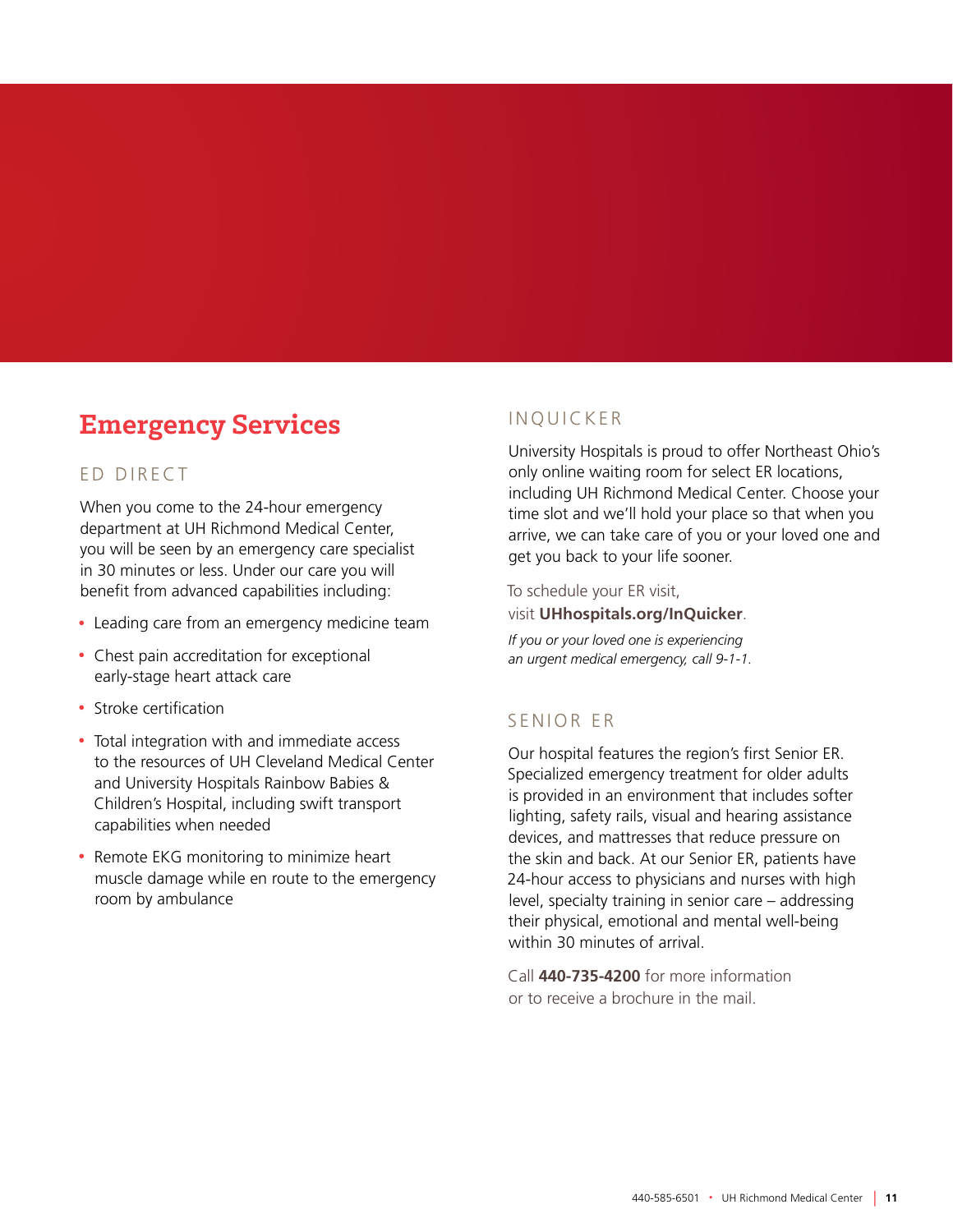# Emergency Services

## ED DIRECT

When you come to the 24-hour emergency department at UH Richmond Medical Center, you will be seen by an emergency care specialist in 30 minutes or less. Under our care you will benefit from advanced capabilities including:

- Leading care from an emergency medicine team
- Chest pain accreditation for exceptional early-stage heart attack care
- Stroke certification
- Total integration with and immediate access to the resources of UH Cleveland Medical Center and University Hospitals Rainbow Babies & Children's Hospital, including swift transport capabilities when needed
- Remote EKG monitoring to minimize heart muscle damage while en route to the emergency room by ambulance

## INQUICKER

University Hospitals is proud to offer Northeast Ohio's only online waiting room for select ER locations, including UH Richmond Medical Center. Choose your time slot and we'll hold your place so that when you arrive, we can take care of you or your loved one and get you back to your life sooner.

To schedule your ER visit, visit **UHhospitals.org/InQuicker**.

*If you or your loved one is experiencing an urgent medical emergency, call 9-1-1.*

## SENIOR ER

Our hospital features the region's first Senior ER. Specialized emergency treatment for older adults is provided in an environment that includes softer lighting, safety rails, visual and hearing assistance devices, and mattresses that reduce pressure on the skin and back. At our Senior ER, patients have 24-hour access to physicians and nurses with high level, specialty training in senior care – addressing their physical, emotional and mental well-being within 30 minutes of arrival.

Call **440-735-4200** for more information or to receive a brochure in the mail.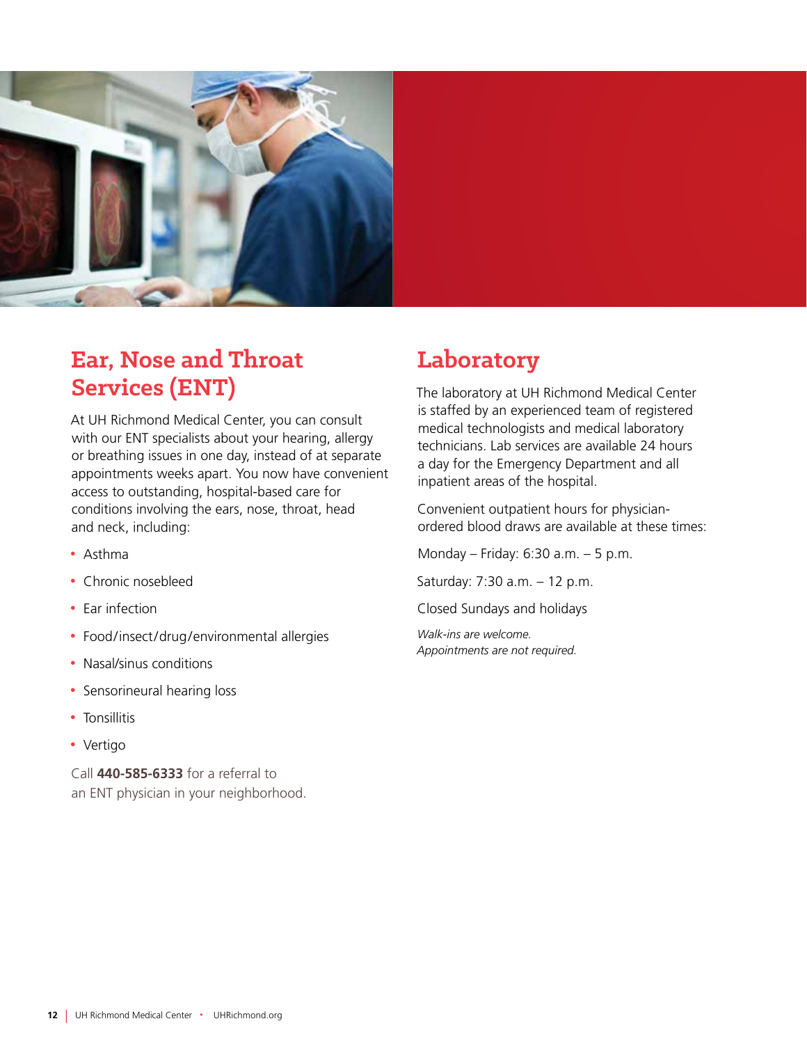## Ear, Nose and Throat Services (ENT)

At UH Richmond Medical Center, you can consult with our ENT specialists about your hearing, allergy or breathing issues in one day, instead of at separate appointments weeks apart. You now have convenient access to outstanding, hospital-based care for conditions involving the ears, nose, throat, head and neck, including:

- Asthma
- Chronic nosebleed
- Ear infection
- Food/insect/drug/environmental allergies
- Nasal/sinus conditions
- Sensorineural hearing loss
- Tonsillitis
- Vertigo

Call **440-585-6333** for a referral to an ENT physician in your neighborhood.

## Laboratory

The laboratory at UH Richmond Medical Center is staffed by an experienced team of registered medical technologists and medical laboratory technicians. Lab services are available 24 hours a day for the Emergency Department and all inpatient areas of the hospital.

Convenient outpatient hours for physician-ordered blood draws are available at these times:

Monday – Friday: 6:30 a.m. – 5 p.m.

Saturday: 7:30 a.m. – 12 p.m.

Closed Sundays and holidays

*Walk-ins are welcome.*
*Appointments are not required.*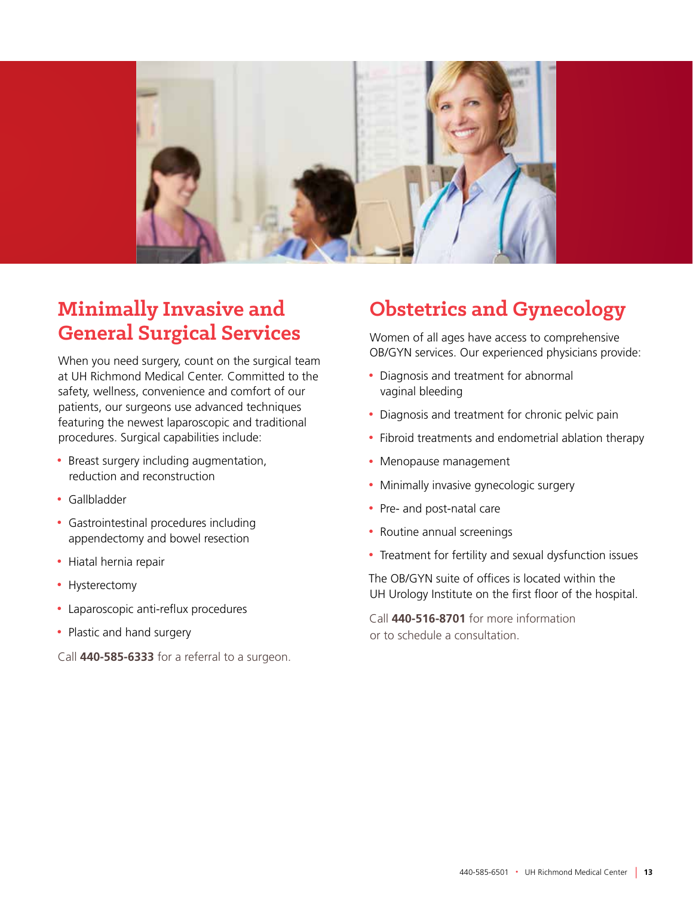## Minimally Invasive and General Surgical Services

When you need surgery, count on the surgical team at UH Richmond Medical Center. Committed to the safety, wellness, convenience and comfort of our patients, our surgeons use advanced techniques featuring the newest laparoscopic and traditional procedures. Surgical capabilities include:

- Breast surgery including augmentation, reduction and reconstruction
- Gallbladder
- Gastrointestinal procedures including appendectomy and bowel resection
- Hiatal hernia repair
- Hysterectomy
- Laparoscopic anti-reflux procedures
- Plastic and hand surgery

Call **440-585-6333** for a referral to a surgeon.

## Obstetrics and Gynecology

Women of all ages have access to comprehensive OB/GYN services. Our experienced physicians provide:

- Diagnosis and treatment for abnormal vaginal bleeding
- Diagnosis and treatment for chronic pelvic pain
- Fibroid treatments and endometrial ablation therapy
- Menopause management
- Minimally invasive gynecologic surgery
- Pre- and post-natal care
- Routine annual screenings
- Treatment for fertility and sexual dysfunction issues

The OB/GYN suite of offices is located within the UH Urology Institute on the first floor of the hospital.

Call **440-516-8701** for more information or to schedule a consultation.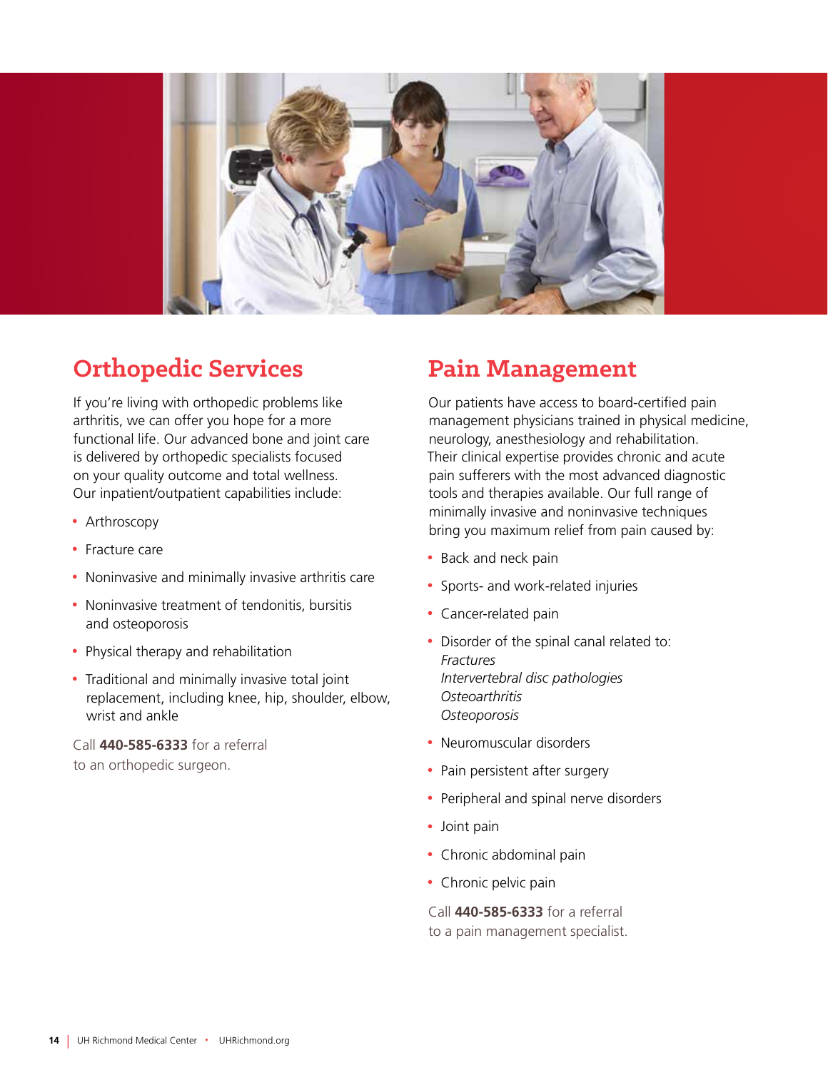## Orthopedic Services

If you're living with orthopedic problems like arthritis, we can offer you hope for a more functional life. Our advanced bone and joint care is delivered by orthopedic specialists focused on your quality outcome and total wellness. Our inpatient/outpatient capabilities include:

- Arthroscopy
- Fracture care
- Noninvasive and minimally invasive arthritis care
- Noninvasive treatment of tendonitis, bursitis and osteoporosis
- Physical therapy and rehabilitation
- Traditional and minimally invasive total joint replacement, including knee, hip, shoulder, elbow, wrist and ankle

Call **440-585-6333** for a referral to an orthopedic surgeon.

## Pain Management

Our patients have access to board-certified pain management physicians trained in physical medicine, neurology, anesthesiology and rehabilitation. Their clinical expertise provides chronic and acute pain sufferers with the most advanced diagnostic tools and therapies available. Our full range of minimally invasive and noninvasive techniques bring you maximum relief from pain caused by:

- Back and neck pain
- Sports- and work-related injuries
- Cancer-related pain
- Disorder of the spinal canal related to:
  *Fractures*
  *Intervertebral disc pathologies*
  *Osteoarthritis*
  *Osteoporosis*
- Neuromuscular disorders
- Pain persistent after surgery
- Peripheral and spinal nerve disorders
- Joint pain
- Chronic abdominal pain
- Chronic pelvic pain

Call **440-585-6333** for a referral to a pain management specialist.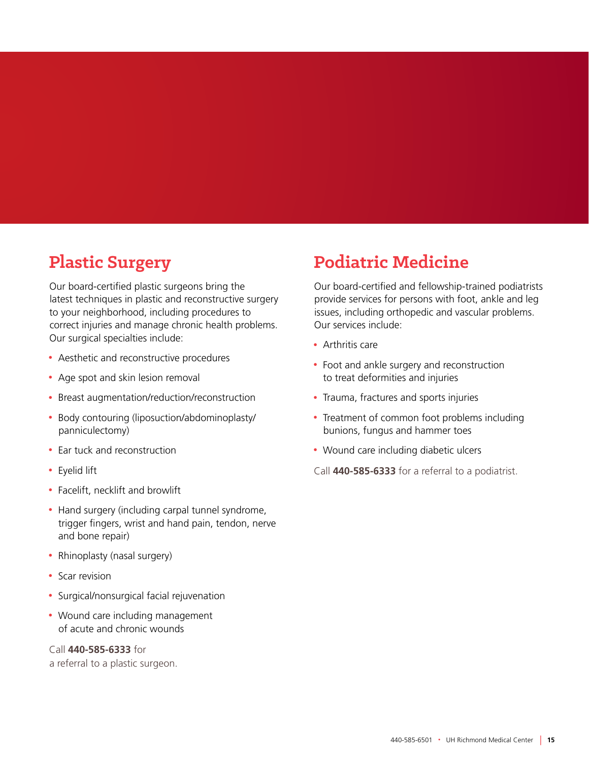## Plastic Surgery

Our board-certified plastic surgeons bring the latest techniques in plastic and reconstructive surgery to your neighborhood, including procedures to correct injuries and manage chronic health problems. Our surgical specialties include:

- Aesthetic and reconstructive procedures
- Age spot and skin lesion removal
- Breast augmentation/reduction/reconstruction
- Body contouring (liposuction/abdominoplasty/panniculectomy)
- Ear tuck and reconstruction
- Eyelid lift
- Facelift, necklift and browlift
- Hand surgery (including carpal tunnel syndrome, trigger fingers, wrist and hand pain, tendon, nerve and bone repair)
- Rhinoplasty (nasal surgery)
- Scar revision
- Surgical/nonsurgical facial rejuvenation
- Wound care including management of acute and chronic wounds

Call **440-585-6333** for a referral to a plastic surgeon.

## Podiatric Medicine

Our board-certified and fellowship-trained podiatrists provide services for persons with foot, ankle and leg issues, including orthopedic and vascular problems. Our services include:

- Arthritis care
- Foot and ankle surgery and reconstruction to treat deformities and injuries
- Trauma, fractures and sports injuries
- Treatment of common foot problems including bunions, fungus and hammer toes
- Wound care including diabetic ulcers

Call **440-585-6333** for a referral to a podiatrist.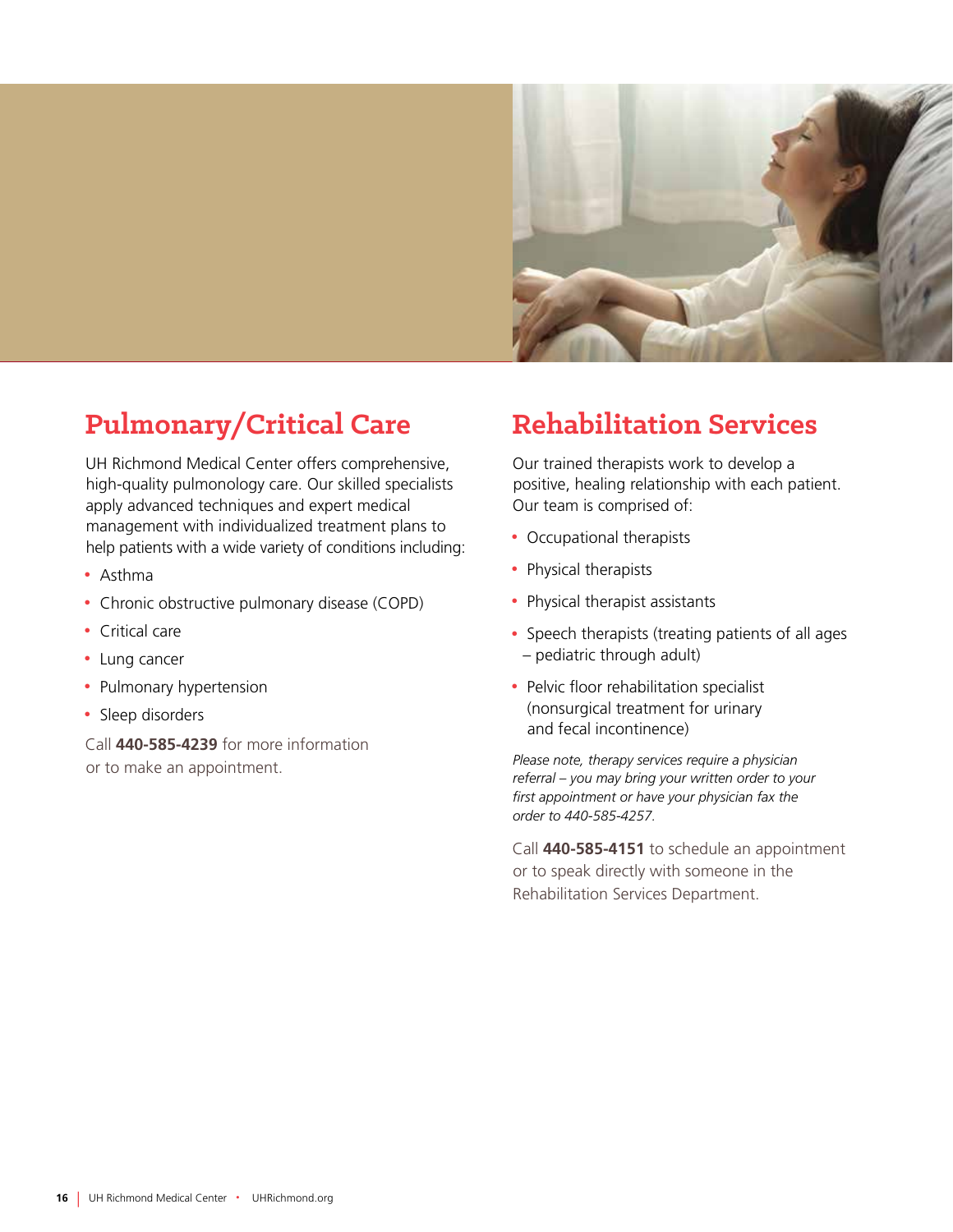## Pulmonary/Critical Care

UH Richmond Medical Center offers comprehensive, high-quality pulmonology care. Our skilled specialists apply advanced techniques and expert medical management with individualized treatment plans to help patients with a wide variety of conditions including:

- Asthma
- Chronic obstructive pulmonary disease (COPD)
- Critical care
- Lung cancer
- Pulmonary hypertension
- Sleep disorders

Call **440-585-4239** for more information or to make an appointment.

## Rehabilitation Services

Our trained therapists work to develop a positive, healing relationship with each patient. Our team is comprised of:

- Occupational therapists
- Physical therapists
- Physical therapist assistants
- Speech therapists (treating patients of all ages – pediatric through adult)
- Pelvic floor rehabilitation specialist (nonsurgical treatment for urinary and fecal incontinence)

*Please note, therapy services require a physician referral – you may bring your written order to your first appointment or have your physician fax the order to 440-585-4257.*

Call **440-585-4151** to schedule an appointment or to speak directly with someone in the Rehabilitation Services Department.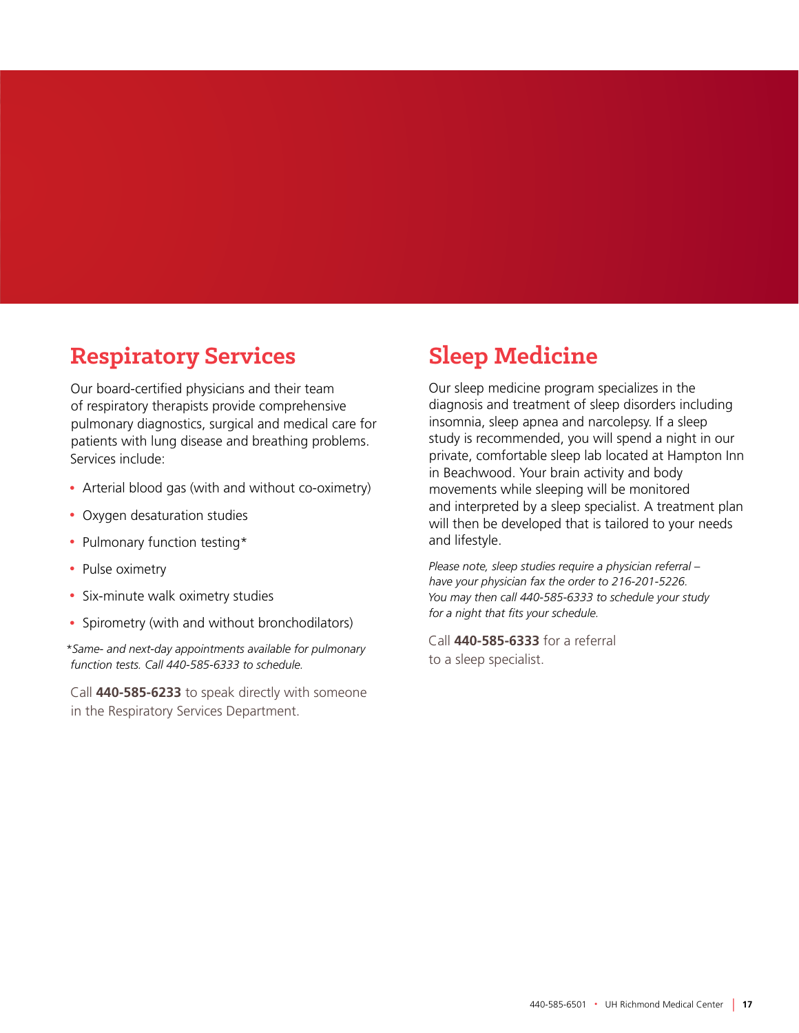## Respiratory Services

Our board-certified physicians and their team of respiratory therapists provide comprehensive pulmonary diagnostics, surgical and medical care for patients with lung disease and breathing problems. Services include:

- Arterial blood gas (with and without co-oximetry)
- Oxygen desaturation studies
- Pulmonary function testing*
- Pulse oximetry
- Six-minute walk oximetry studies
- Spirometry (with and without bronchodilators)

*\*Same- and next-day appointments available for pulmonary function tests. Call 440-585-6333 to schedule.*

Call **440-585-6233** to speak directly with someone in the Respiratory Services Department.

## Sleep Medicine

Our sleep medicine program specializes in the diagnosis and treatment of sleep disorders including insomnia, sleep apnea and narcolepsy. If a sleep study is recommended, you will spend a night in our private, comfortable sleep lab located at Hampton Inn in Beachwood. Your brain activity and body movements while sleeping will be monitored and interpreted by a sleep specialist. A treatment plan will then be developed that is tailored to your needs and lifestyle.

*Please note, sleep studies require a physician referral – have your physician fax the order to 216-201-5226. You may then call 440-585-6333 to schedule your study for a night that fits your schedule.*

Call **440-585-6333** for a referral to a sleep specialist.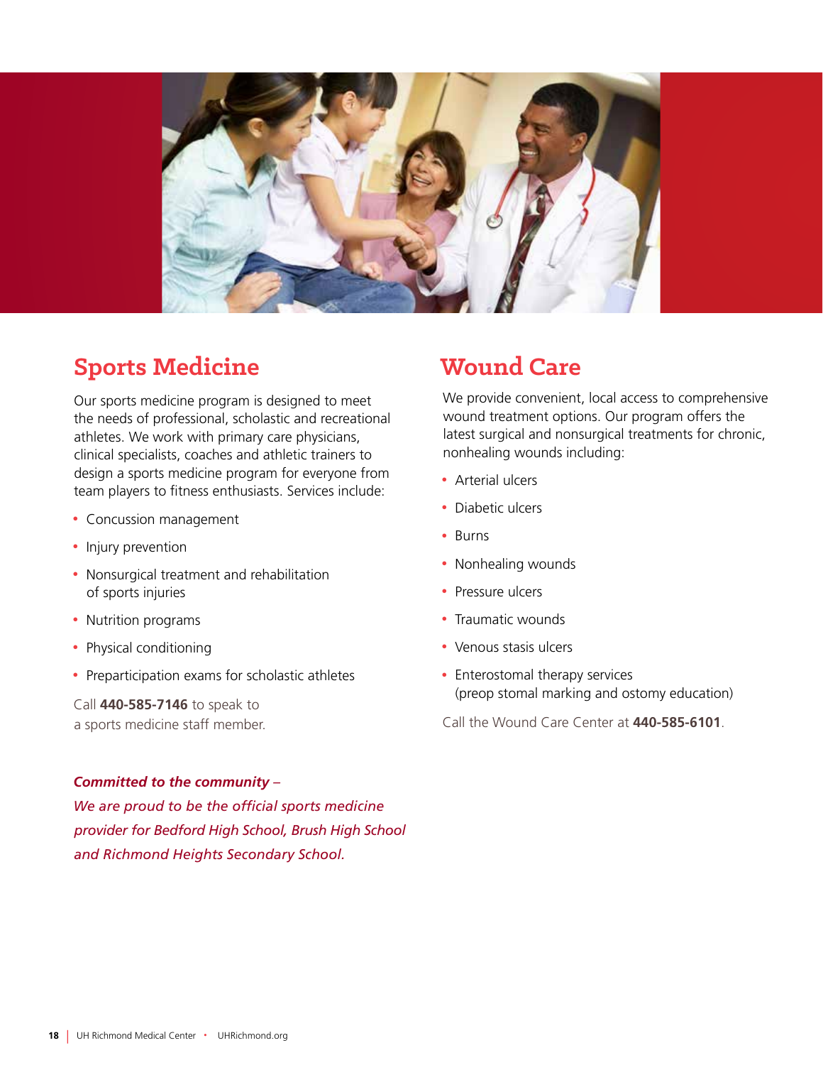## Sports Medicine

Our sports medicine program is designed to meet the needs of professional, scholastic and recreational athletes. We work with primary care physicians, clinical specialists, coaches and athletic trainers to design a sports medicine program for everyone from team players to fitness enthusiasts. Services include:

- Concussion management
- Injury prevention
- Nonsurgical treatment and rehabilitation of sports injuries
- Nutrition programs
- Physical conditioning
- Preparticipation exams for scholastic athletes

Call **440-585-7146** to speak to a sports medicine staff member.

***Committed to the community*** *– We are proud to be the official sports medicine provider for Bedford High School, Brush High School and Richmond Heights Secondary School.*

## Wound Care

We provide convenient, local access to comprehensive wound treatment options. Our program offers the latest surgical and nonsurgical treatments for chronic, nonhealing wounds including:

- Arterial ulcers
- Diabetic ulcers
- Burns
- Nonhealing wounds
- Pressure ulcers
- Traumatic wounds
- Venous stasis ulcers
- Enterostomal therapy services (preop stomal marking and ostomy education)

Call the Wound Care Center at **440-585-6101**.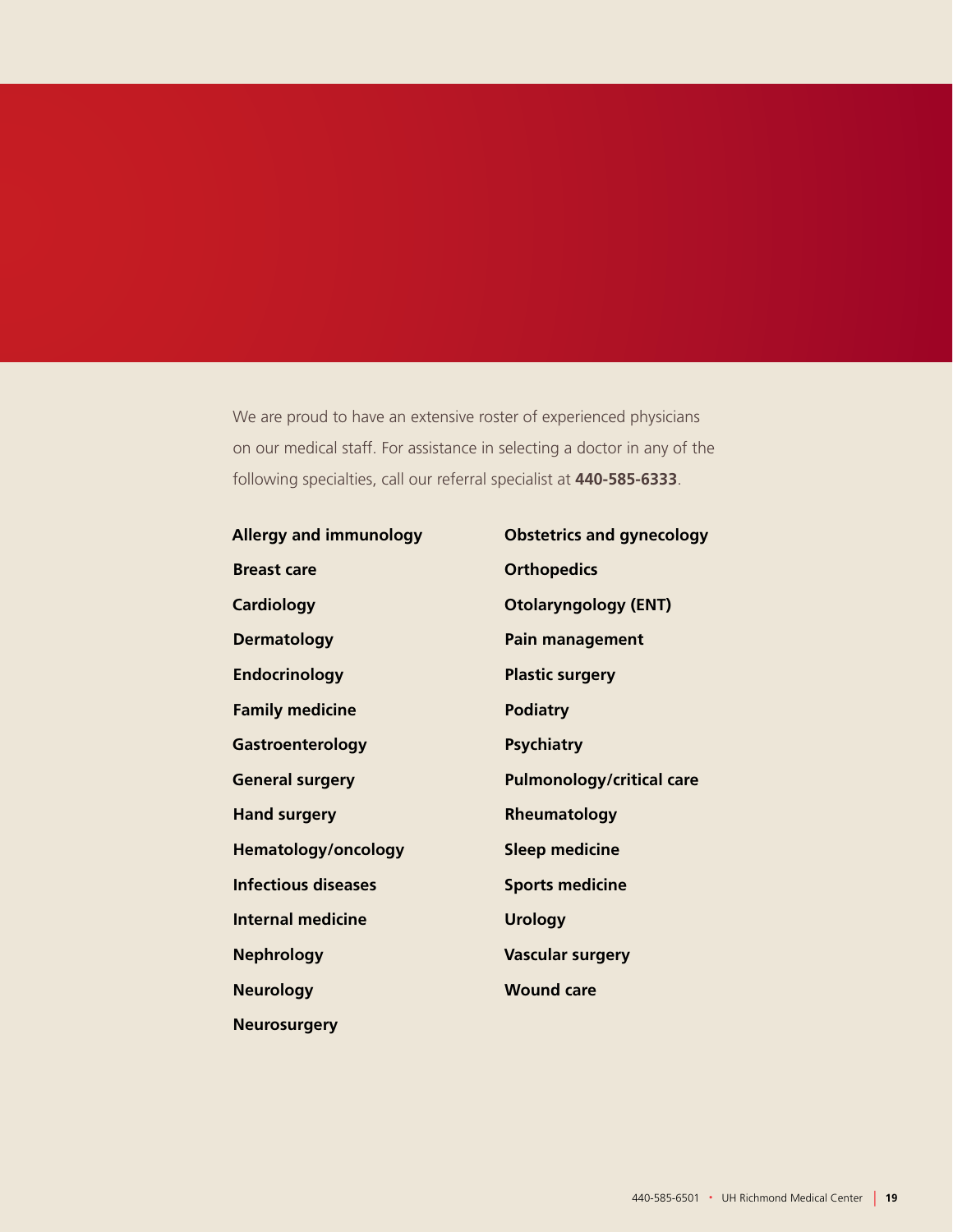We are proud to have an extensive roster of experienced physicians on our medical staff. For assistance in selecting a doctor in any of the following specialties, call our referral specialist at **440-585-6333**.

**Allergy and immunology**

**Breast care**

**Cardiology**

**Dermatology**

**Endocrinology**

**Family medicine**

**Gastroenterology**

**General surgery**

**Hand surgery**

**Hematology/oncology**

**Infectious diseases**

**Internal medicine**

**Nephrology**

**Neurology**

**Neurosurgery**

**Obstetrics and gynecology**

**Orthopedics**

**Otolaryngology (ENT)**

**Pain management**

**Plastic surgery**

**Podiatry**

**Psychiatry**

**Pulmonology/critical care**

**Rheumatology**

**Sleep medicine**

**Sports medicine**

**Urology**

**Vascular surgery**

**Wound care**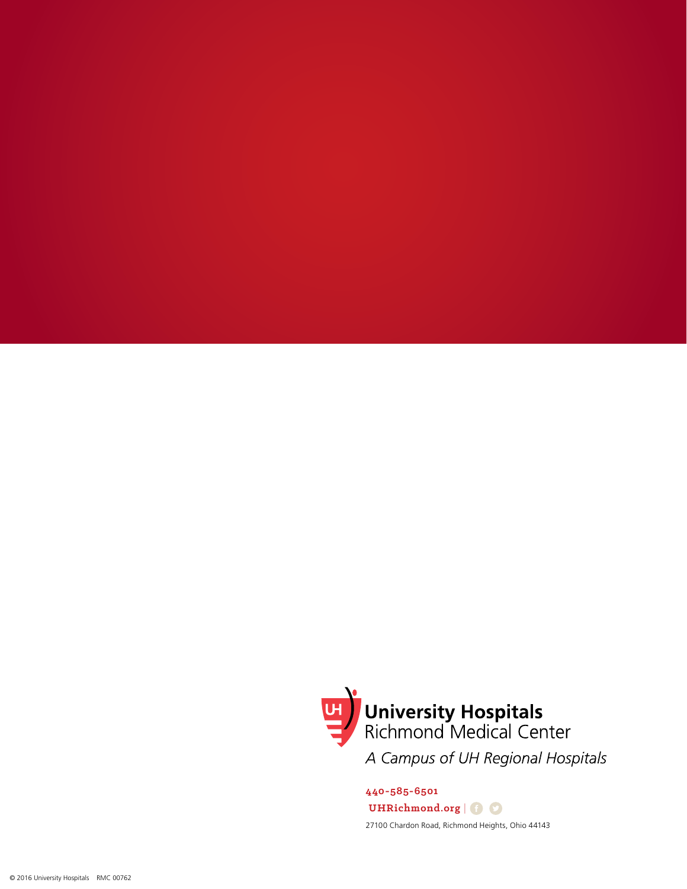University Hospitals
Richmond Medical Center

*A Campus of UH Regional Hospitals*

**440-585-6501**

**UHRichmond.org**

27100 Chardon Road, Richmond Heights, Ohio 44143

© 2016 University Hospitals RMC 00762